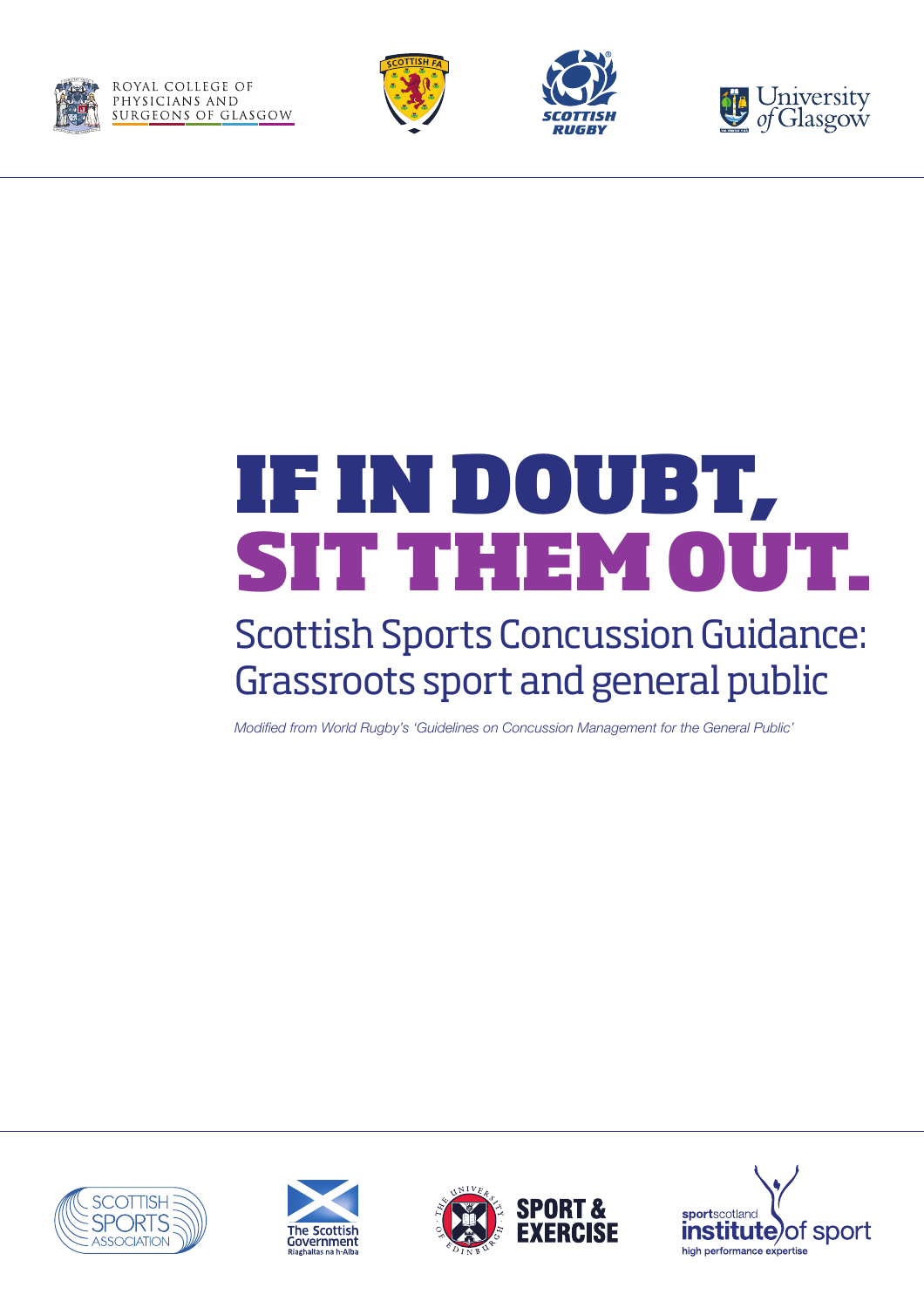ROYAL COLLEGE OF PHYSICIANS AND SURGEONS OF GLASGOW

SCOTTISH FA

SCOTTISH RUGBY

University of Glasgow

# IF IN DOUBT, SIT THEM OUT.

## Scottish Sports Concussion Guidance: Grassroots sport and general public

*Modified from World Rugby's 'Guidelines on Concussion Management for the General Public'*

SCOTTISH SPORTS ASSOCIATION

The Scottish Government
Riaghaltas na h-Alba

THE UNIVERSITY OF EDINBURGH SPORT & EXERCISE

sportscotland institute of sport
high performance expertise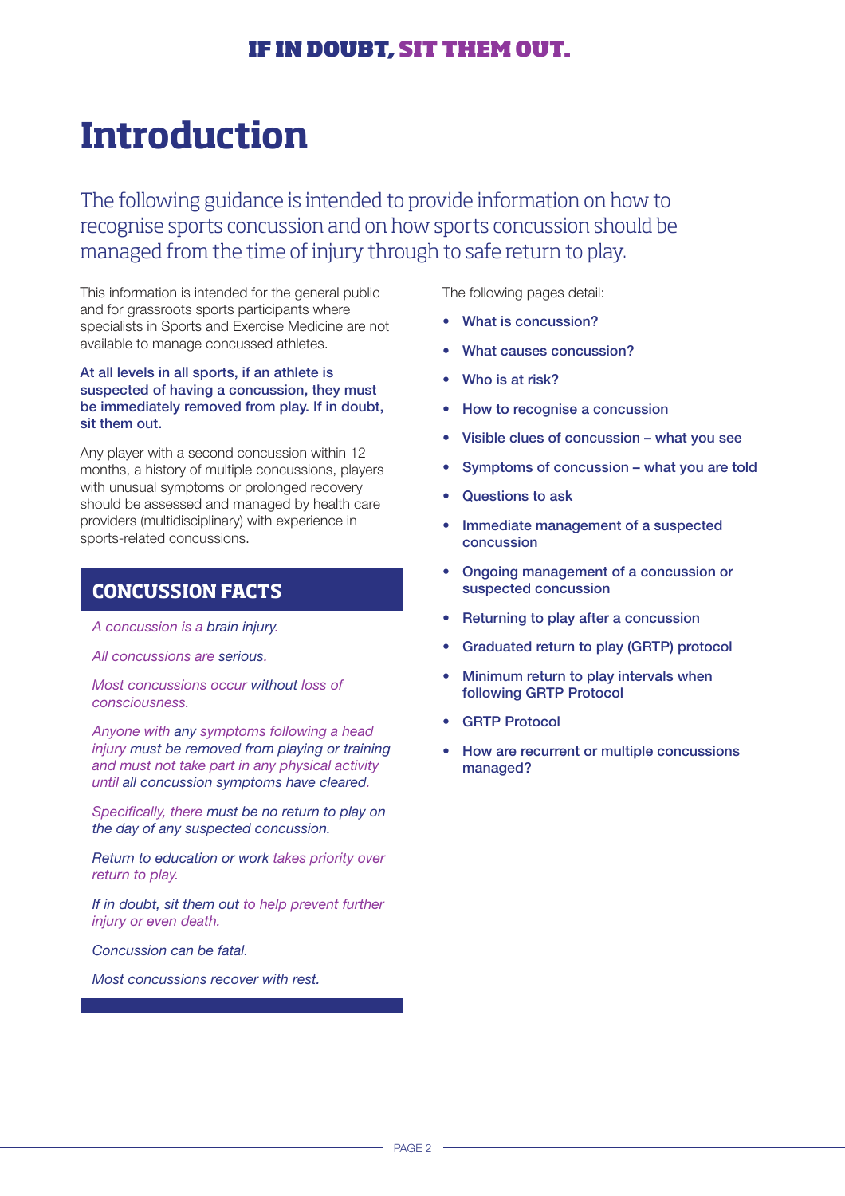# Introduction

The following guidance is intended to provide information on how to recognise sports concussion and on how sports concussion should be managed from the time of injury through to safe return to play.

This information is intended for the general public and for grassroots sports participants where specialists in Sports and Exercise Medicine are not available to manage concussed athletes.

**At all levels in all sports, if an athlete is suspected of having a concussion, they must be immediately removed from play. If in doubt, sit them out.**

Any player with a second concussion within 12 months, a history of multiple concussions, players with unusual symptoms or prolonged recovery should be assessed and managed by health care providers (multidisciplinary) with experience in sports-related concussions.

## CONCUSSION FACTS

*A concussion is a brain injury.*

*All concussions are serious.*

*Most concussions occur without loss of consciousness.*

*Anyone with any symptoms following a head injury must be removed from playing or training and must not take part in any physical activity until all concussion symptoms have cleared.*

*Specifically, there must be no return to play on the day of any suspected concussion.*

*Return to education or work takes priority over return to play.*

*If in doubt, sit them out to help prevent further injury or even death.*

*Concussion can be fatal.*

*Most concussions recover with rest.*

The following pages detail:

- What is concussion?
- What causes concussion?
- Who is at risk?
- How to recognise a concussion
- Visible clues of concussion – what you see
- Symptoms of concussion – what you are told
- Questions to ask
- Immediate management of a suspected concussion
- Ongoing management of a concussion or suspected concussion
- Returning to play after a concussion
- Graduated return to play (GRTP) protocol
- Minimum return to play intervals when following GRTP Protocol
- GRTP Protocol
- How are recurrent or multiple concussions managed?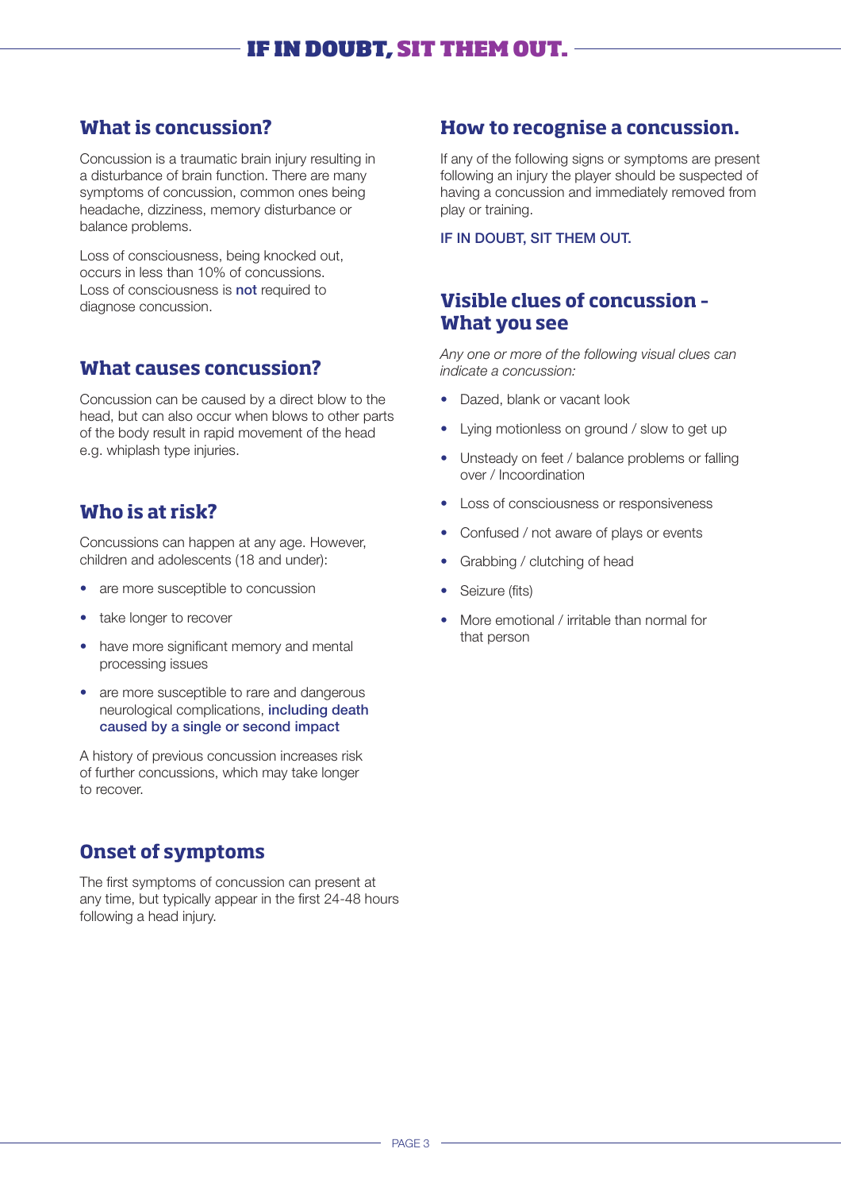# IF IN DOUBT, SIT THEM OUT.

## What is concussion?

Concussion is a traumatic brain injury resulting in a disturbance of brain function. There are many symptoms of concussion, common ones being headache, dizziness, memory disturbance or balance problems.

Loss of consciousness, being knocked out, occurs in less than 10% of concussions. Loss of consciousness is **not** required to diagnose concussion.

## What causes concussion?

Concussion can be caused by a direct blow to the head, but can also occur when blows to other parts of the body result in rapid movement of the head e.g. whiplash type injuries.

## Who is at risk?

Concussions can happen at any age. However, children and adolescents (18 and under):

- are more susceptible to concussion
- take longer to recover
- have more significant memory and mental processing issues
- are more susceptible to rare and dangerous neurological complications, **including death caused by a single or second impact**

A history of previous concussion increases risk of further concussions, which may take longer to recover.

## Onset of symptoms

The first symptoms of concussion can present at any time, but typically appear in the first 24-48 hours following a head injury.

## How to recognise a concussion.

If any of the following signs or symptoms are present following an injury the player should be suspected of having a concussion and immediately removed from play or training.

IF IN DOUBT, SIT THEM OUT.

## Visible clues of concussion - What you see

*Any one or more of the following visual clues can indicate a concussion:*

- Dazed, blank or vacant look
- Lying motionless on ground / slow to get up
- Unsteady on feet / balance problems or falling over / Incoordination
- Loss of consciousness or responsiveness
- Confused / not aware of plays or events
- Grabbing / clutching of head
- Seizure (fits)
- More emotional / irritable than normal for that person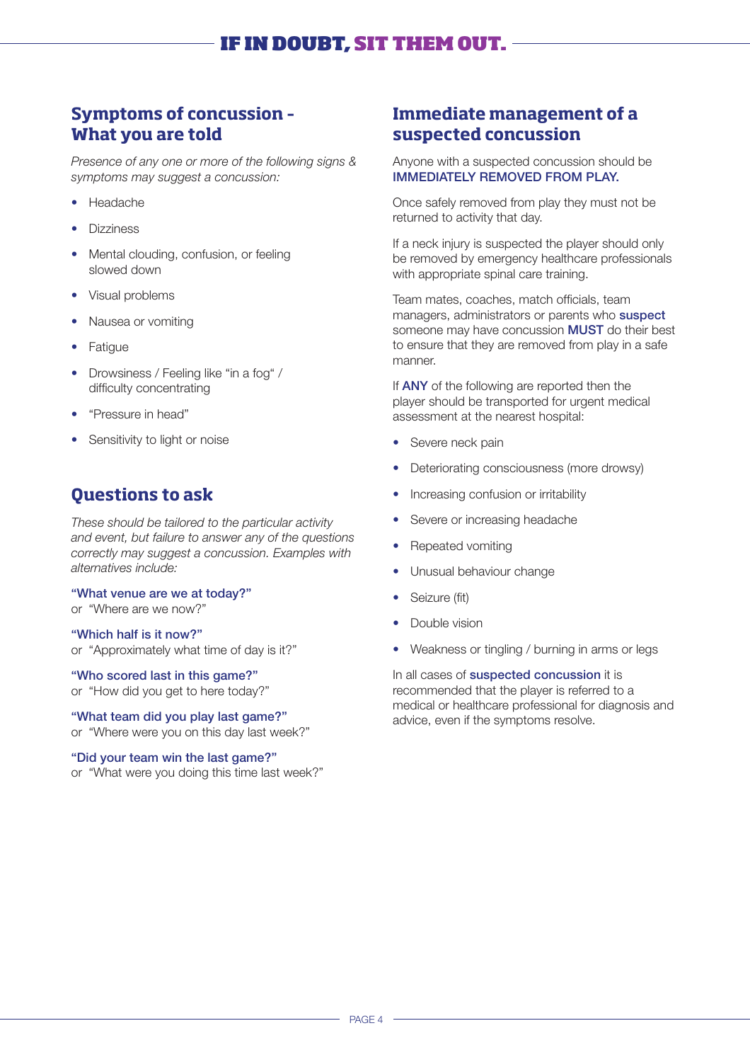# IF IN DOUBT, SIT THEM OUT.

## Symptoms of concussion - What you are told

*Presence of any one or more of the following signs & symptoms may suggest a concussion:*

- Headache
- Dizziness
- Mental clouding, confusion, or feeling slowed down
- Visual problems
- Nausea or vomiting
- Fatigue
- Drowsiness / Feeling like "in a fog" / difficulty concentrating
- "Pressure in head"
- Sensitivity to light or noise

## Questions to ask

*These should be tailored to the particular activity and event, but failure to answer any of the questions correctly may suggest a concussion. Examples with alternatives include:*

**"What venue are we at today?"**
or "Where are we now?"

**"Which half is it now?"**
or "Approximately what time of day is it?"

**"Who scored last in this game?"**
or "How did you get to here today?"

**"What team did you play last game?"**
or "Where were you on this day last week?"

**"Did your team win the last game?"**
or "What were you doing this time last week?"

## Immediate management of a suspected concussion

Anyone with a suspected concussion should be **IMMEDIATELY REMOVED FROM PLAY.**

Once safely removed from play they must not be returned to activity that day.

If a neck injury is suspected the player should only be removed by emergency healthcare professionals with appropriate spinal care training.

Team mates, coaches, match officials, team managers, administrators or parents who **suspect** someone may have concussion **MUST** do their best to ensure that they are removed from play in a safe manner.

If **ANY** of the following are reported then the player should be transported for urgent medical assessment at the nearest hospital:

- Severe neck pain
- Deteriorating consciousness (more drowsy)
- Increasing confusion or irritability
- Severe or increasing headache
- Repeated vomiting
- Unusual behaviour change
- Seizure (fit)
- Double vision
- Weakness or tingling / burning in arms or legs

In all cases of **suspected concussion** it is recommended that the player is referred to a medical or healthcare professional for diagnosis and advice, even if the symptoms resolve.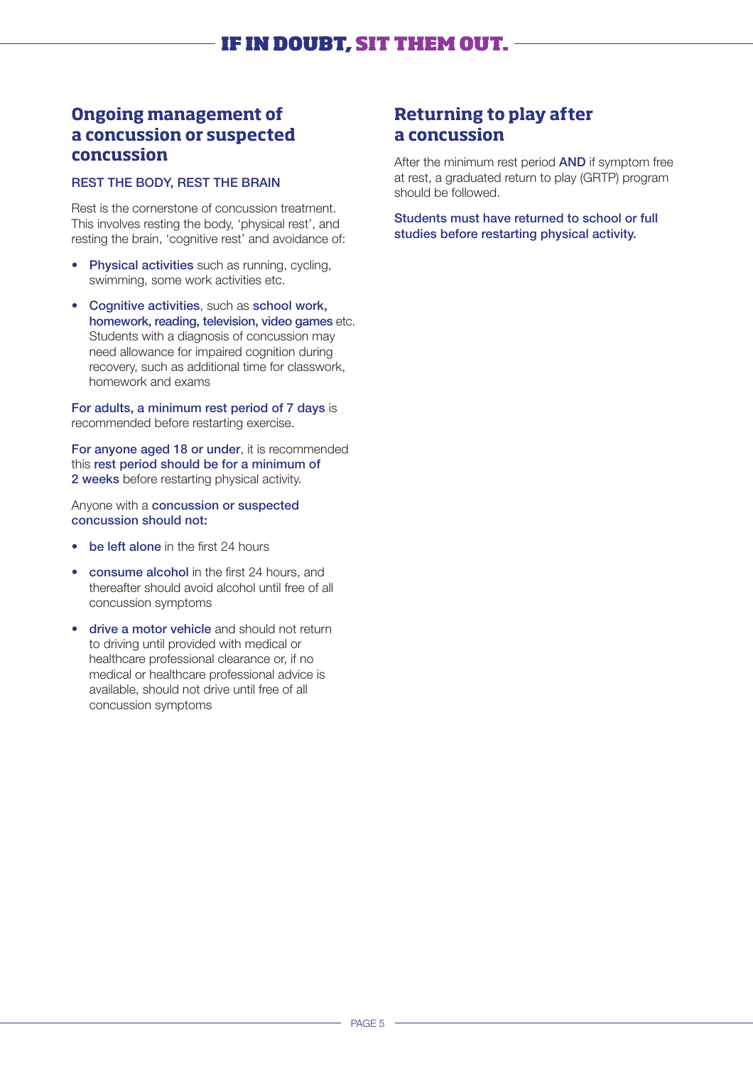## Ongoing management of a concussion or suspected concussion

### REST THE BODY, REST THE BRAIN

Rest is the cornerstone of concussion treatment. This involves resting the body, 'physical rest', and resting the brain, 'cognitive rest' and avoidance of:

- **Physical activities** such as running, cycling, swimming, some work activities etc.
- **Cognitive activities**, such as **school work, homework, reading, television, video games** etc. Students with a diagnosis of concussion may need allowance for impaired cognition during recovery, such as additional time for classwork, homework and exams

**For adults, a minimum rest period of 7 days** is recommended before restarting exercise.

**For anyone aged 18 or under**, it is recommended this **rest period should be for a minimum of 2 weeks** before restarting physical activity.

Anyone with a **concussion or suspected concussion should not:**

- **be left alone** in the first 24 hours
- **consume alcohol** in the first 24 hours, and thereafter should avoid alcohol until free of all concussion symptoms
- **drive a motor vehicle** and should not return to driving until provided with medical or healthcare professional clearance or, if no medical or healthcare professional advice is available, should not drive until free of all concussion symptoms

## Returning to play after a concussion

After the minimum rest period **AND** if symptom free at rest, a graduated return to play (GRTP) program should be followed.

**Students must have returned to school or full studies before restarting physical activity.**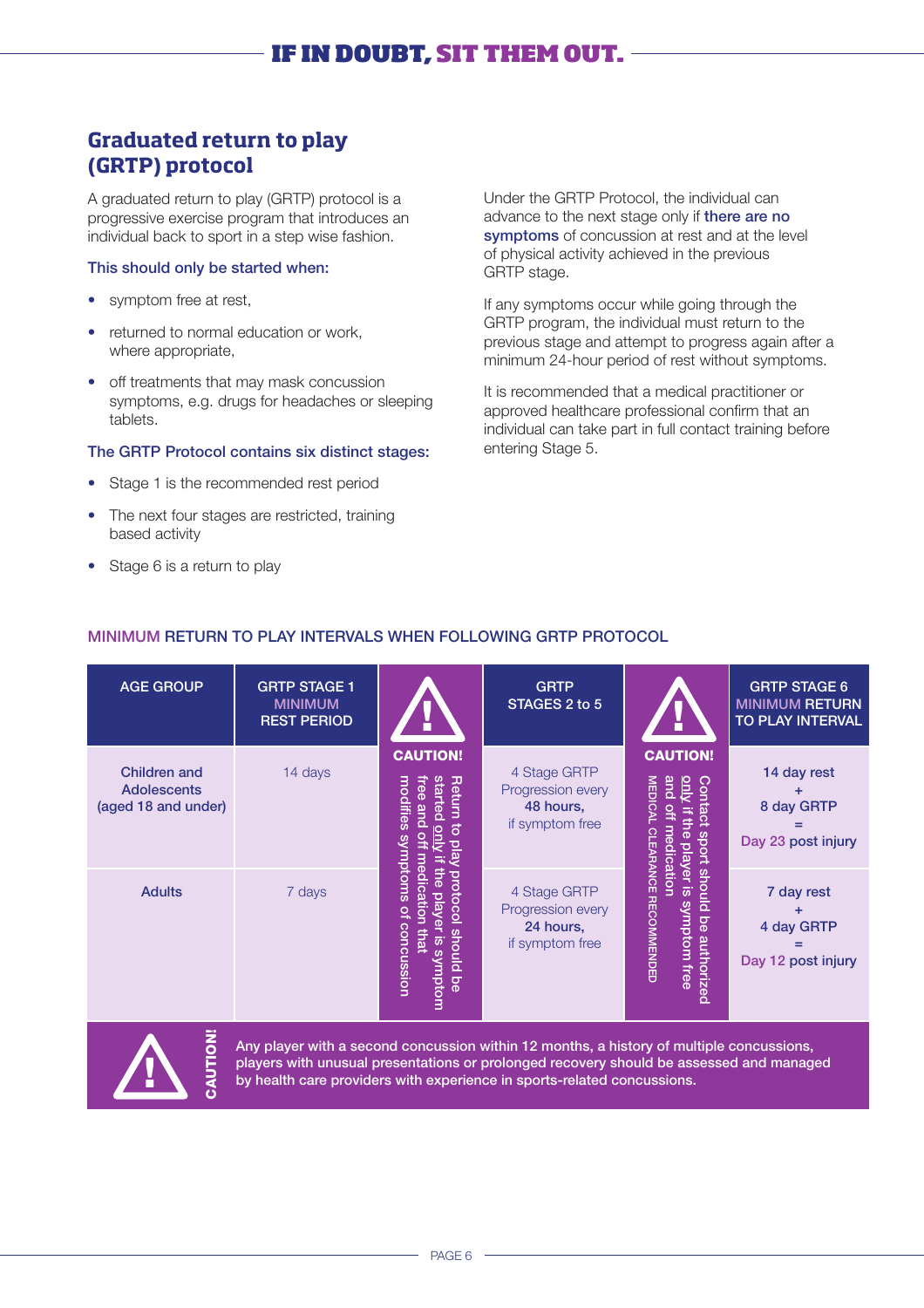# IF IN DOUBT, SIT THEM OUT.

## Graduated return to play (GRTP) protocol

A graduated return to play (GRTP) protocol is a progressive exercise program that introduces an individual back to sport in a step wise fashion.

**This should only be started when:**

- symptom free at rest,
- returned to normal education or work, where appropriate,
- off treatments that may mask concussion symptoms, e.g. drugs for headaches or sleeping tablets.

**The GRTP Protocol contains six distinct stages:**

- Stage 1 is the recommended rest period
- The next four stages are restricted, training based activity
- Stage 6 is a return to play

Under the GRTP Protocol, the individual can advance to the next stage only if **there are no symptoms** of concussion at rest and at the level of physical activity achieved in the previous GRTP stage.

If any symptoms occur while going through the GRTP program, the individual must return to the previous stage and attempt to progress again after a minimum 24-hour period of rest without symptoms.

It is recommended that a medical practitioner or approved healthcare professional confirm that an individual can take part in full contact training before entering Stage 5.

### MINIMUM RETURN TO PLAY INTERVALS WHEN FOLLOWING GRTP PROTOCOL

| AGE GROUP | GRTP STAGE 1 MINIMUM REST PERIOD | CAUTION! | GRTP STAGES 2 to 5 | CAUTION! | GRTP STAGE 6 MINIMUM RETURN TO PLAY INTERVAL |
|---|---|---|---|---|---|
| Children and Adolescents (aged 18 and under) | 14 days | Return to play protocol should be started only if the player is symptom free and off medication that modifies symptoms of concussion | 4 Stage GRTP Progression every **48 hours,** if symptom free | Contact sport should be authorized only if the player is symptom free and off medication. MEDICAL CLEARANCE RECOMMENDED | 14 day rest + 8 day GRTP = Day 23 post injury |
| Adults | 7 days | | 4 Stage GRTP Progression every **24 hours,** if symptom free | | 7 day rest + 4 day GRTP = Day 12 post injury |

**CAUTION!** Any player with a second concussion within 12 months, a history of multiple concussions, players with unusual presentations or prolonged recovery should be assessed and managed by health care providers with experience in sports-related concussions.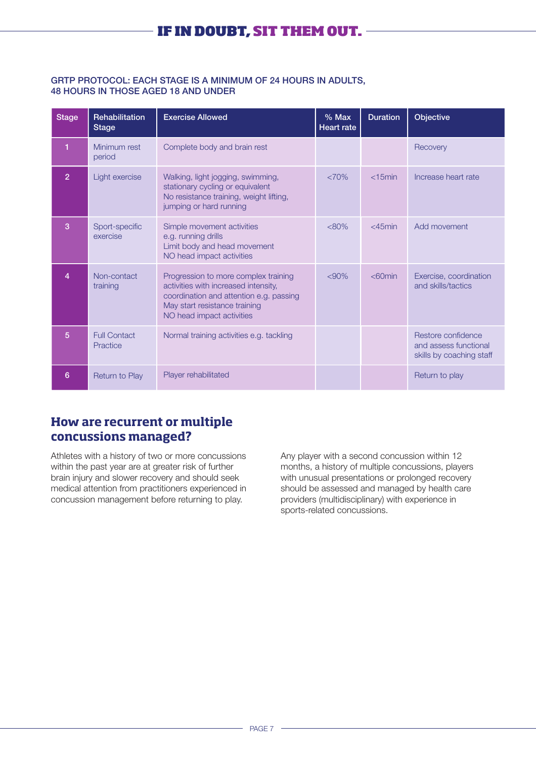# IF IN DOUBT, SIT THEM OUT.

GRTP PROTOCOL: EACH STAGE IS A MINIMUM OF 24 HOURS IN ADULTS, 48 HOURS IN THOSE AGED 18 AND UNDER

| Stage | Rehabilitation Stage | Exercise Allowed | % Max Heart rate | Duration | Objective |
|---|---|---|---|---|---|
| 1 | Minimum rest period | Complete body and brain rest | | | Recovery |
| 2 | Light exercise | Walking, light jogging, swimming, stationary cycling or equivalent<br>No resistance training, weight lifting, jumping or hard running | <70% | <15min | Increase heart rate |
| 3 | Sport-specific exercise | Simple movement activities e.g. running drills<br>Limit body and head movement<br>NO head impact activities | <80% | <45min | Add movement |
| 4 | Non-contact training | Progression to more complex training activities with increased intensity, coordination and attention e.g. passing<br>May start resistance training<br>NO head impact activities | <90% | <60min | Exercise, coordination and skills/tactics |
| 5 | Full Contact Practice | Normal training activities e.g. tackling | | | Restore confidence and assess functional skills by coaching staff |
| 6 | Return to Play | Player rehabilitated | | | Return to play |

## How are recurrent or multiple concussions managed?

Athletes with a history of two or more concussions within the past year are at greater risk of further brain injury and slower recovery and should seek medical attention from practitioners experienced in concussion management before returning to play.

Any player with a second concussion within 12 months, a history of multiple concussions, players with unusual presentations or prolonged recovery should be assessed and managed by health care providers (multidisciplinary) with experience in sports-related concussions.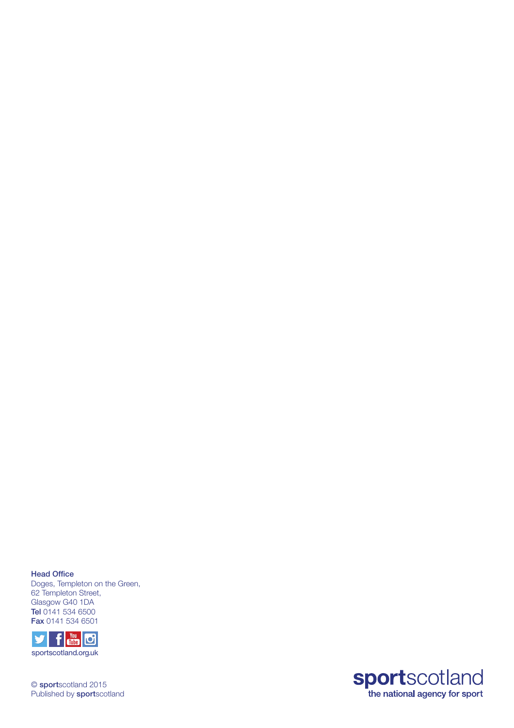**Head Office**
Doges, Templeton on the Green,
62 Templeton Street,
Glasgow G40 1DA
**Tel** 0141 534 6500
**Fax** 0141 534 6501

sportscotland.org.uk

© **sport**scotland 2015
Published by **sport**scotland

**sport**scotland
the national agency for sport